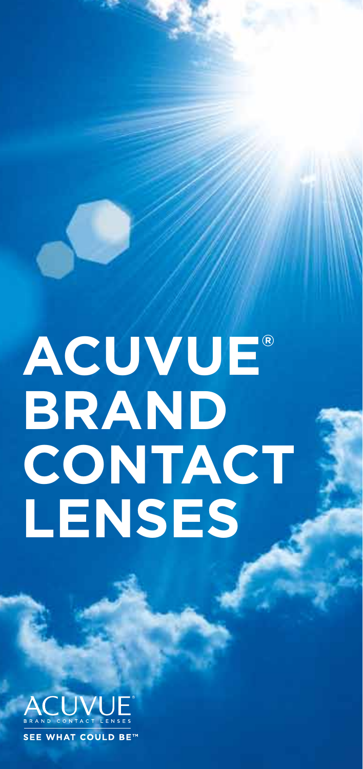# ACUVUE® BRAND CONTACT LENSES

ACUVUE®
BRAND CONTACT LENSES

SEE WHAT COULD BE™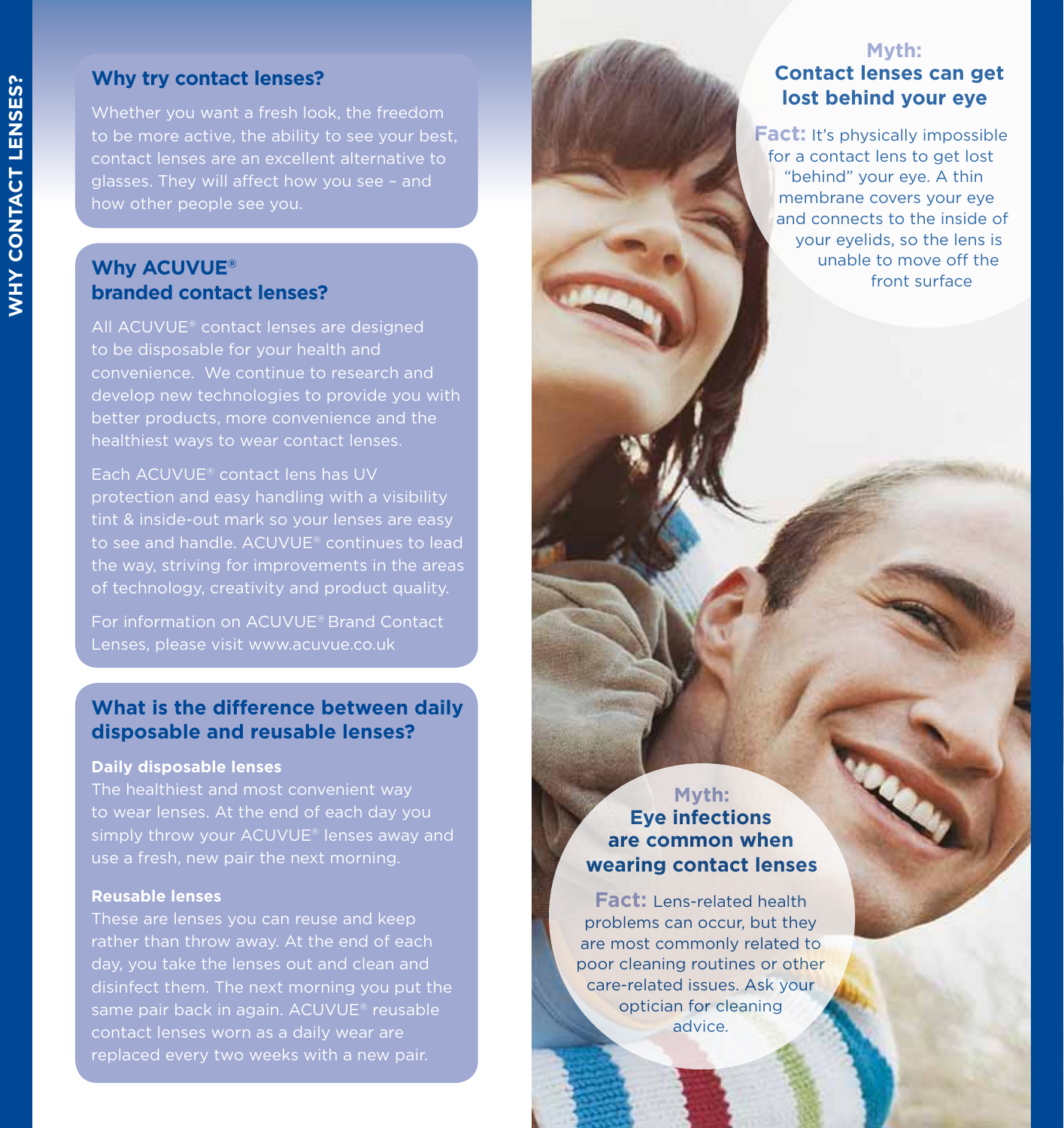## Why try contact lenses?

Whether you want a fresh look, the freedom to be more active, the ability to see your best, contact lenses are an excellent alternative to glasses. They will affect how you see – and how other people see you.

## Why ACUVUE® branded contact lenses?

All ACUVUE® contact lenses are designed to be disposable for your health and convenience. We continue to research and develop new technologies to provide you with better products, more convenience and the healthiest ways to wear contact lenses.

Each ACUVUE® contact lens has UV protection and easy handling with a visibility tint & inside-out mark so your lenses are easy to see and handle. ACUVUE® continues to lead the way, striving for improvements in the areas of technology, creativity and product quality.

For information on ACUVUE® Brand Contact Lenses, please visit www.acuvue.co.uk

## What is the difference between daily disposable and reusable lenses?

**Daily disposable lenses**

The healthiest and most convenient way to wear lenses. At the end of each day you simply throw your ACUVUE® lenses away and use a fresh, new pair the next morning.

**Reusable lenses**

These are lenses you can reuse and keep rather than throw away. At the end of each day, you take the lenses out and clean and disinfect them. The next morning you put the same pair back in again. ACUVUE® reusable contact lenses worn as a daily wear are replaced every two weeks with a new pair.

### Myth: Contact lenses can get lost behind your eye

**Fact:** It's physically impossible for a contact lens to get lost "behind" your eye. A thin membrane covers your eye and connects to the inside of your eyelids, so the lens is unable to move off the front surface

### Myth: Eye infections are common when wearing contact lenses

**Fact:** Lens-related health problems can occur, but they are most commonly related to poor cleaning routines or other care-related issues. Ask your optician for cleaning advice.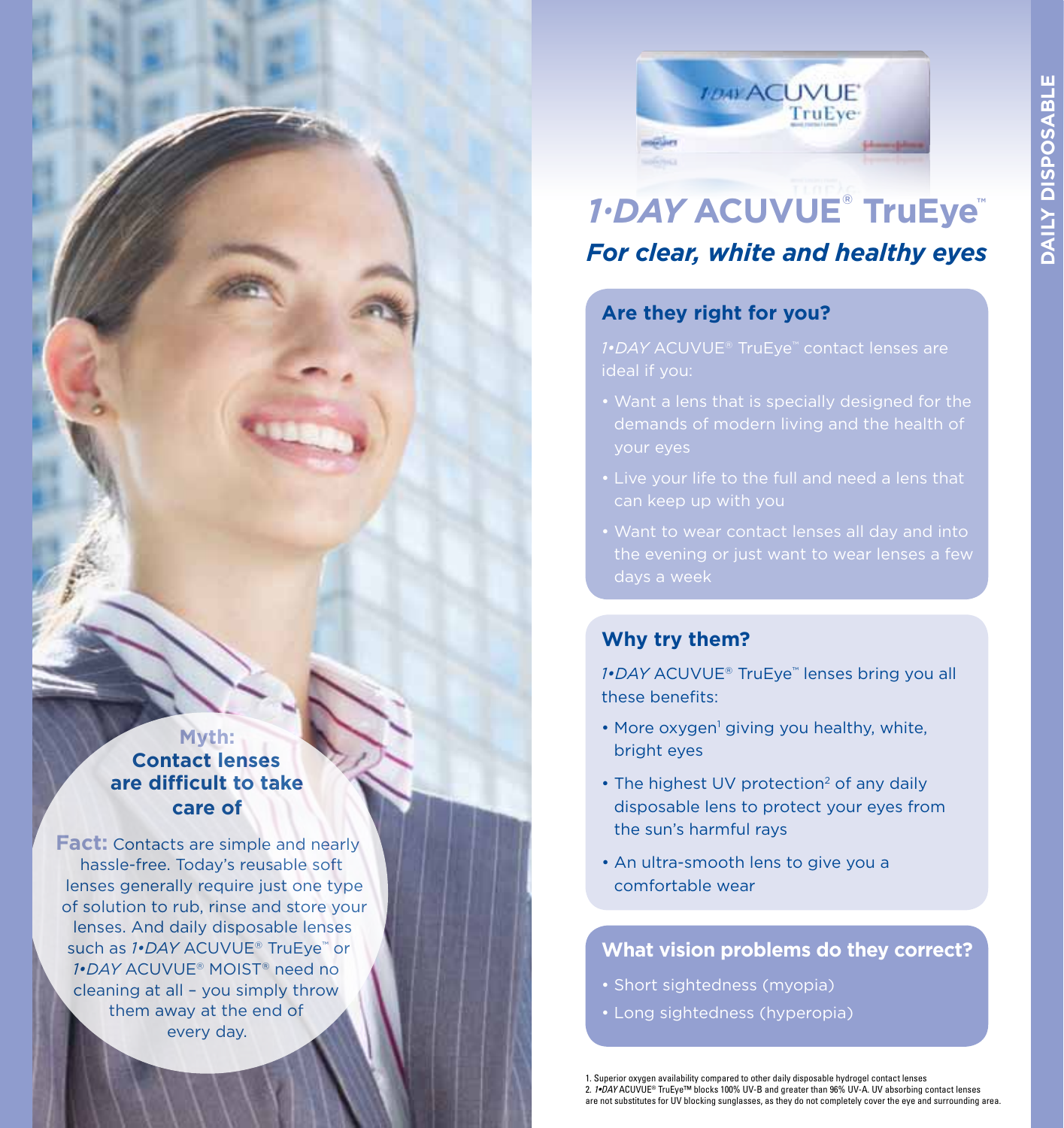# *1•DAY* ACUVUE® TruEye™

## *For clear, white and healthy eyes*

### Are they right for you?

*1•DAY* ACUVUE® TruEye™ contact lenses are ideal if you:

- Want a lens that is specially designed for the demands of modern living and the health of your eyes
- Live your life to the full and need a lens that can keep up with you
- Want to wear contact lenses all day and into the evening or just want to wear lenses a few days a week

### Why try them?

*1•DAY* ACUVUE® TruEye™ lenses bring you all these benefits:

- More oxygen[1] giving you healthy, white, bright eyes
- The highest UV protection[2] of any daily disposable lens to protect your eyes from the sun's harmful rays
- An ultra-smooth lens to give you a comfortable wear

### What vision problems do they correct?

- Short sightedness (myopia)
- Long sightedness (hyperopia)

**Myth:**
**Contact lenses are difficult to take care of**

**Fact:** Contacts are simple and nearly hassle-free. Today's reusable soft lenses generally require just one type of solution to rub, rinse and store your lenses. And daily disposable lenses such as *1•DAY* ACUVUE® TruEye™ or *1•DAY* ACUVUE® MOIST® need no cleaning at all – you simply throw them away at the end of every day.

1. Superior oxygen availability compared to other daily disposable hydrogel contact lenses
2. *1•DAY* ACUVUE® TruEye™ blocks 100% UV-B and greater than 96% UV-A. UV absorbing contact lenses are not substitutes for UV blocking sunglasses, as they do not completely cover the eye and surrounding area.

DAILY DISPOSABLE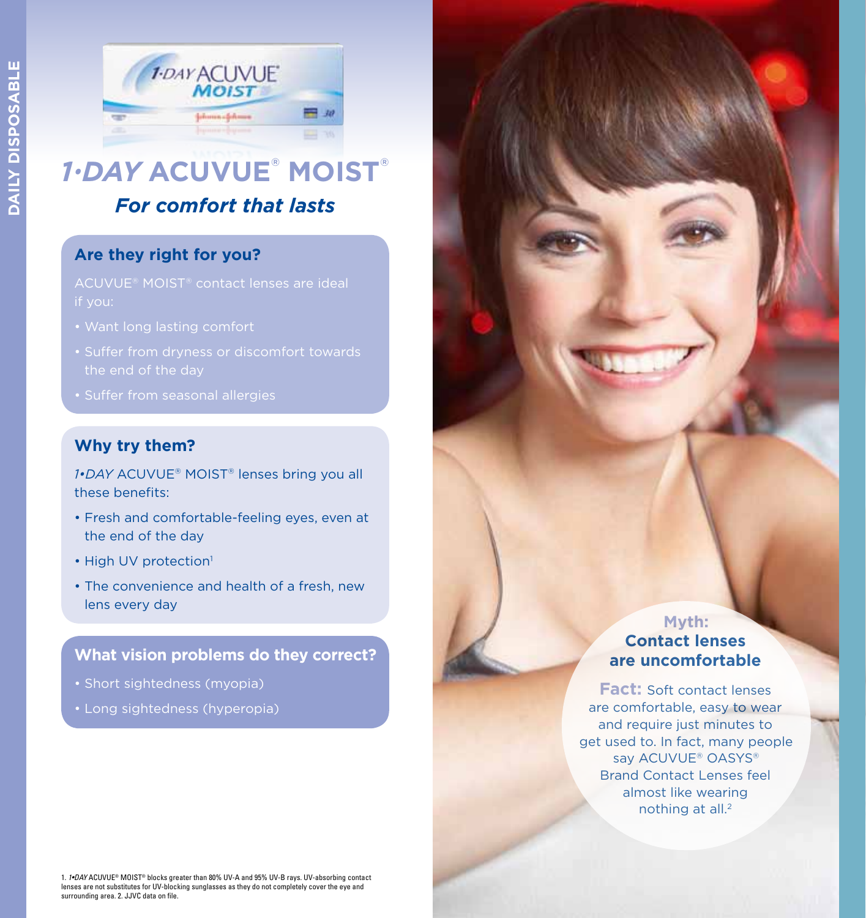DAILY DISPOSABLE

# *1·DAY* ACUVUE® MOIST®

## *For comfort that lasts*

### Are they right for you?

ACUVUE® MOIST® contact lenses are ideal if you:

- Want long lasting comfort
- Suffer from dryness or discomfort towards the end of the day
- Suffer from seasonal allergies

### Why try them?

*1•DAY* ACUVUE® MOIST® lenses bring you all these benefits:

- Fresh and comfortable-feeling eyes, even at the end of the day
- High UV protection[1]
- The convenience and health of a fresh, new lens every day

### What vision problems do they correct?

- Short sightedness (myopia)
- Long sightedness (hyperopia)

**Myth: Contact lenses are uncomfortable**

**Fact:** Soft contact lenses are comfortable, easy to wear and require just minutes to get used to. In fact, many people say ACUVUE® OASYS® Brand Contact Lenses feel almost like wearing nothing at all.[2]

1. *1•DAY* ACUVUE® MOIST® blocks greater than 80% UV-A and 95% UV-B rays. UV-absorbing contact lenses are not substitutes for UV-blocking sunglasses as they do not completely cover the eye and surrounding area. 2. JJVC data on file.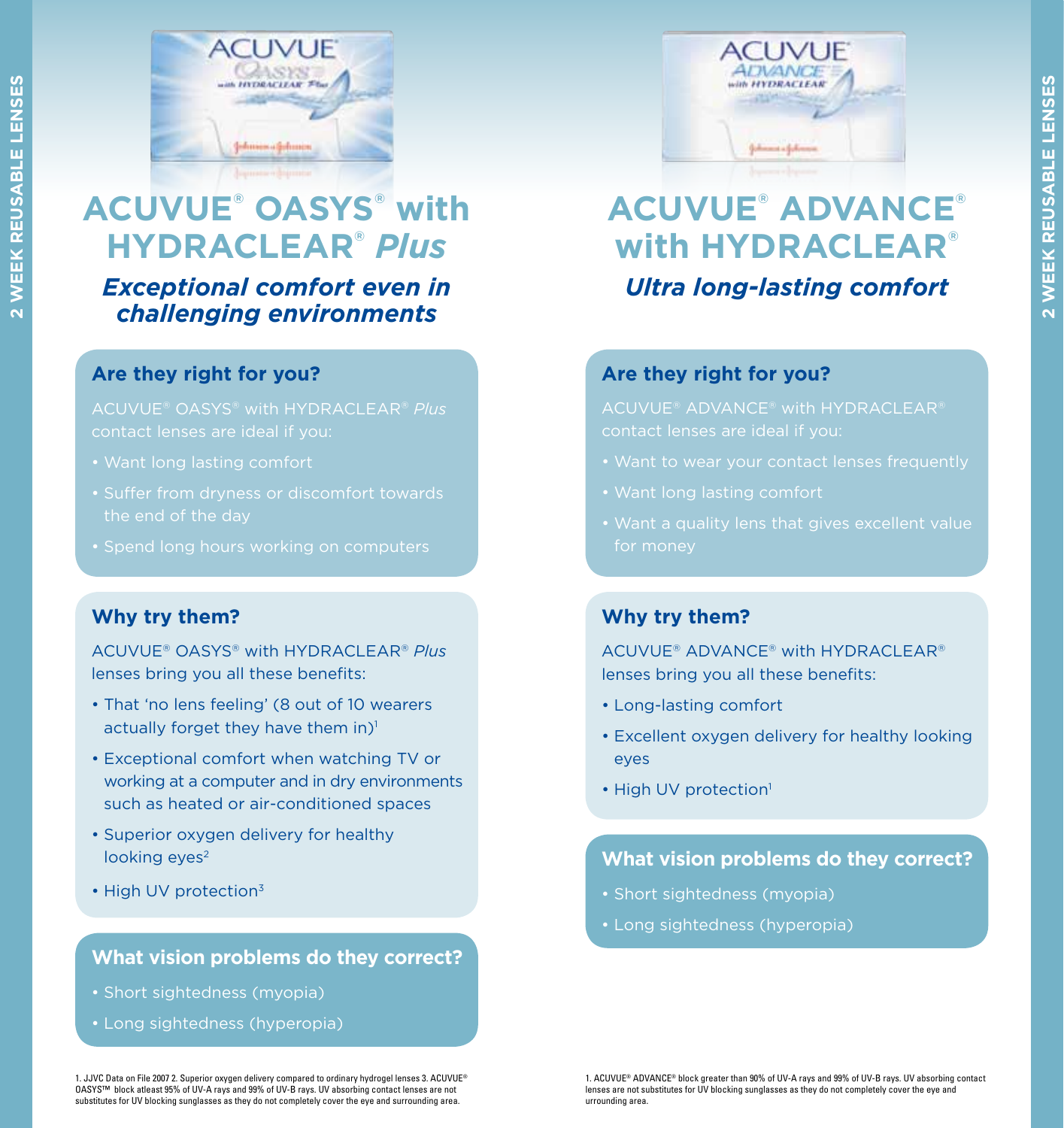# ACUVUE® OASYS® with HYDRACLEAR® *Plus*

### *Exceptional comfort even in challenging environments*

## Are they right for you?

ACUVUE® OASYS® with HYDRACLEAR® *Plus* contact lenses are ideal if you:

- Want long lasting comfort
- Suffer from dryness or discomfort towards the end of the day
- Spend long hours working on computers

## Why try them?

ACUVUE® OASYS® with HYDRACLEAR® *Plus* lenses bring you all these benefits:

- That 'no lens feeling' (8 out of 10 wearers actually forget they have them in)[1]
- Exceptional comfort when watching TV or working at a computer and in dry environments such as heated or air-conditioned spaces
- Superior oxygen delivery for healthy looking eyes[2]
- High UV protection[3]

## What vision problems do they correct?

- Short sightedness (myopia)
- Long sightedness (hyperopia)

1. JJVC Data on File 2007 2. Superior oxygen delivery compared to ordinary hydrogel lenses 3. ACUVUE® OASYS™ block atleast 95% of UV-A rays and 99% of UV-B rays. UV absorbing contact lenses are not substitutes for UV blocking sunglasses as they do not completely cover the eye and surrounding area.

# ACUVUE® ADVANCE® with HYDRACLEAR®

### *Ultra long-lasting comfort*

## Are they right for you?

ACUVUE® ADVANCE® with HYDRACLEAR® contact lenses are ideal if you:

- Want to wear your contact lenses frequently
- Want long lasting comfort
- Want a quality lens that gives excellent value for money

## Why try them?

ACUVUE® ADVANCE® with HYDRACLEAR® lenses bring you all these benefits:

- Long-lasting comfort
- Excellent oxygen delivery for healthy looking eyes
- High UV protection[1]

## What vision problems do they correct?

- Short sightedness (myopia)
- Long sightedness (hyperopia)

1. ACUVUE® ADVANCE® block greater than 90% of UV-A rays and 99% of UV-B rays. UV absorbing contact lenses are not substitutes for UV blocking sunglasses as they do not completely cover the eye and urrounding area.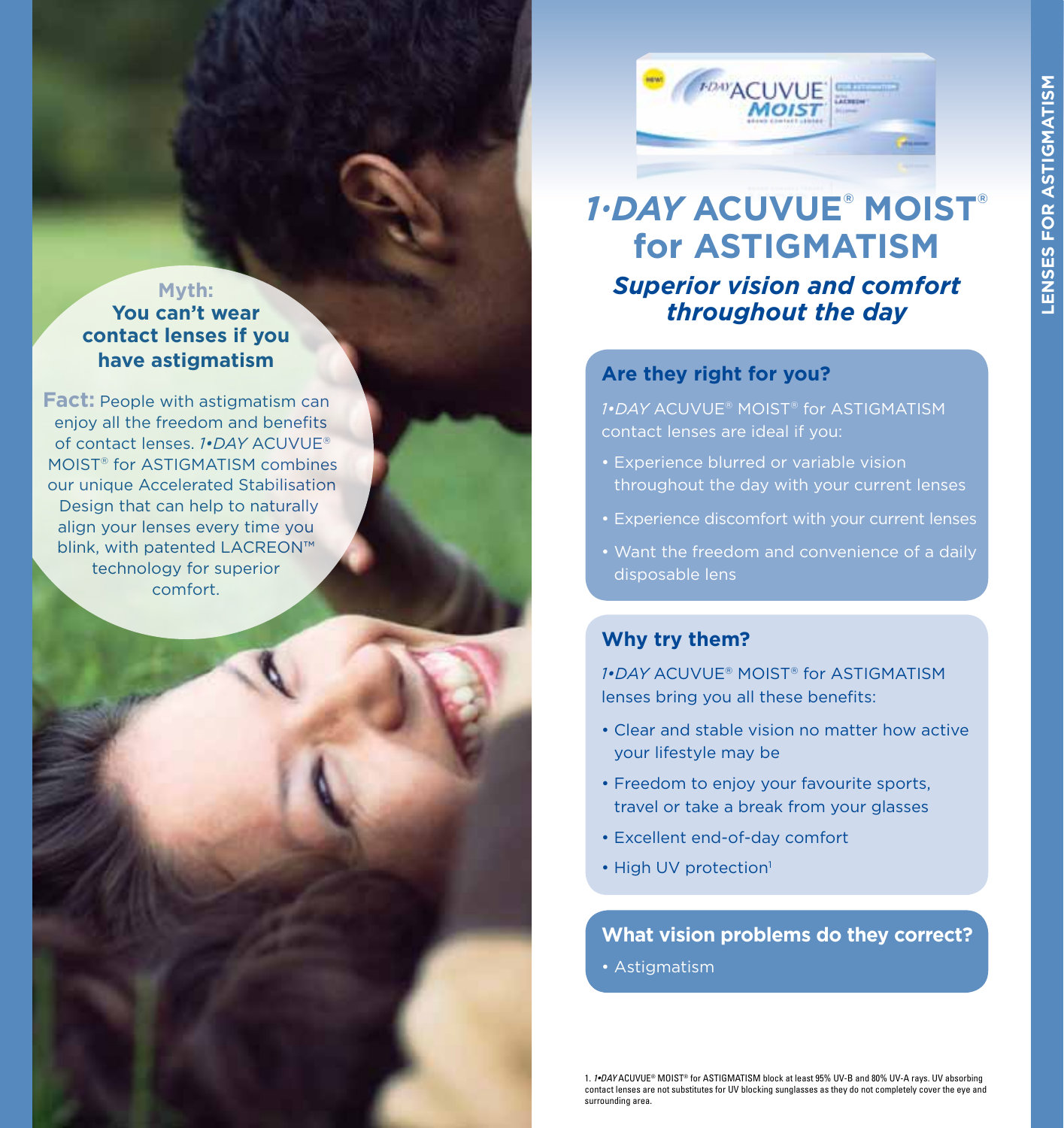**Myth:**
**You can't wear contact lenses if you have astigmatism**

**Fact:** People with astigmatism can enjoy all the freedom and benefits of contact lenses. *1•DAY* ACUVUE® MOIST® for ASTIGMATISM combines our unique Accelerated Stabilisation Design that can help to naturally align your lenses every time you blink, with patented LACREON™ technology for superior comfort.

# *1•DAY* ACUVUE® MOIST® for ASTIGMATISM

***Superior vision and comfort throughout the day***

## Are they right for you?

*1•DAY* ACUVUE® MOIST® for ASTIGMATISM contact lenses are ideal if you:

- Experience blurred or variable vision throughout the day with your current lenses
- Experience discomfort with your current lenses
- Want the freedom and convenience of a daily disposable lens

## Why try them?

*1•DAY* ACUVUE® MOIST® for ASTIGMATISM lenses bring you all these benefits:

- Clear and stable vision no matter how active your lifestyle may be
- Freedom to enjoy your favourite sports, travel or take a break from your glasses
- Excellent end-of-day comfort
- High UV protection[1]

## What vision problems do they correct?

- Astigmatism

1. *1•DAY* ACUVUE® MOIST® for ASTIGMATISM block at least 95% UV-B and 80% UV-A rays. UV absorbing contact lenses are not substitutes for UV blocking sunglasses as they do not completely cover the eye and surrounding area.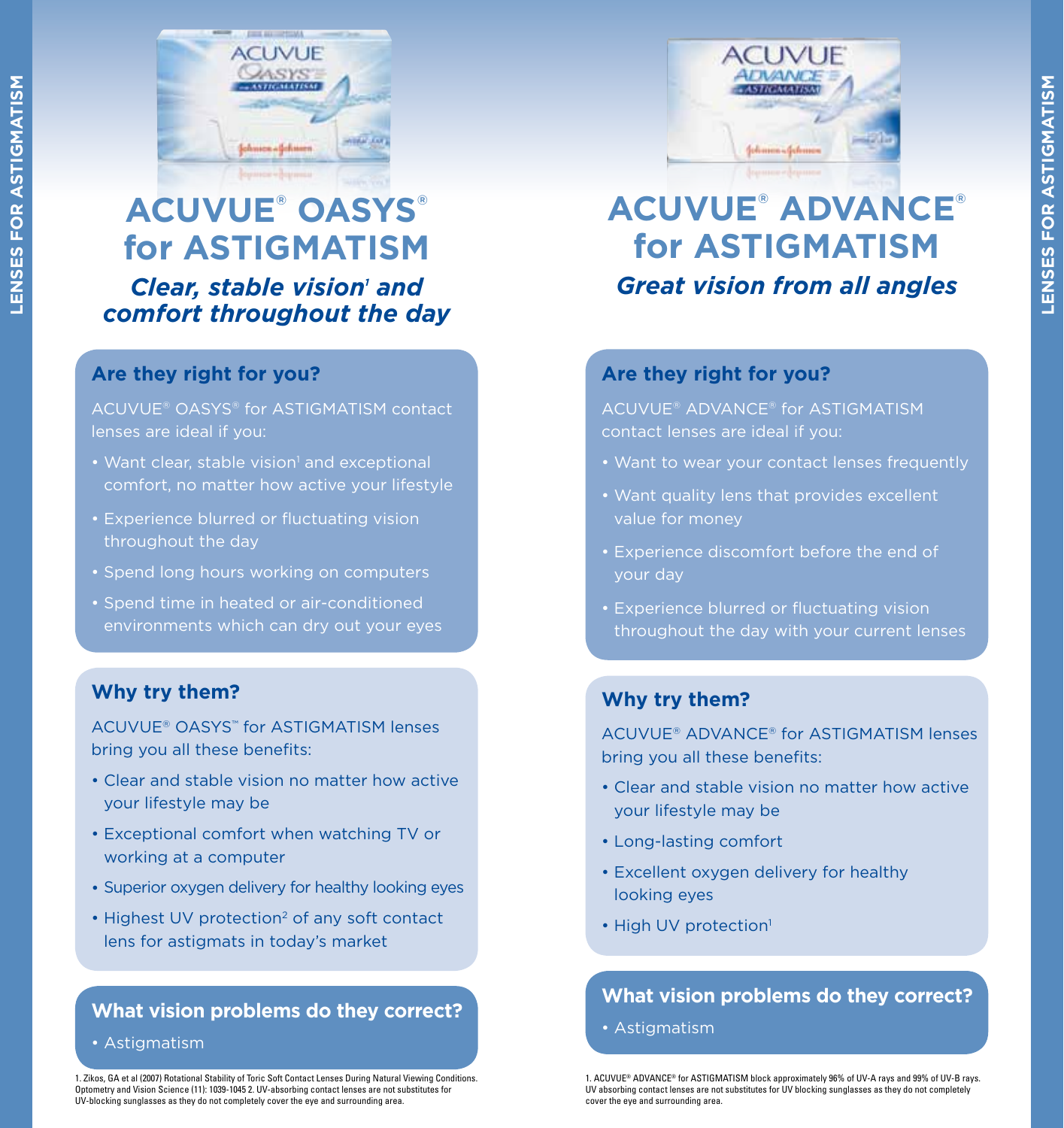# ACUVUE® OASYS® for ASTIGMATISM

***Clear, stable vision[1] and comfort throughout the day***

### Are they right for you?

ACUVUE® OASYS® for ASTIGMATISM contact lenses are ideal if you:

- Want clear, stable vision[1] and exceptional comfort, no matter how active your lifestyle
- Experience blurred or fluctuating vision throughout the day
- Spend long hours working on computers
- Spend time in heated or air-conditioned environments which can dry out your eyes

### Why try them?

ACUVUE® OASYS™ for ASTIGMATISM lenses bring you all these benefits:

- Clear and stable vision no matter how active your lifestyle may be
- Exceptional comfort when watching TV or working at a computer
- Superior oxygen delivery for healthy looking eyes
- Highest UV protection[2] of any soft contact lens for astigmats in today's market

### What vision problems do they correct?

- Astigmatism

1. Zikos, GA et al (2007) Rotational Stability of Toric Soft Contact Lenses During Natural Viewing Conditions. Optometry and Vision Science (11): 1039-1045 2. UV-absorbing contact lenses are not substitutes for UV-blocking sunglasses as they do not completely cover the eye and surrounding area.

# ACUVUE® ADVANCE® for ASTIGMATISM

***Great vision from all angles***

### Are they right for you?

ACUVUE® ADVANCE® for ASTIGMATISM contact lenses are ideal if you:

- Want to wear your contact lenses frequently
- Want quality lens that provides excellent value for money
- Experience discomfort before the end of your day
- Experience blurred or fluctuating vision throughout the day with your current lenses

### Why try them?

ACUVUE® ADVANCE® for ASTIGMATISM lenses bring you all these benefits:

- Clear and stable vision no matter how active your lifestyle may be
- Long-lasting comfort
- Excellent oxygen delivery for healthy looking eyes
- High UV protection[1]

### What vision problems do they correct?

- Astigmatism

1. ACUVUE® ADVANCE® for ASTIGMATISM block approximately 96% of UV-A rays and 99% of UV-B rays. UV absorbing contact lenses are not substitutes for UV blocking sunglasses as they do not completely cover the eye and surrounding area.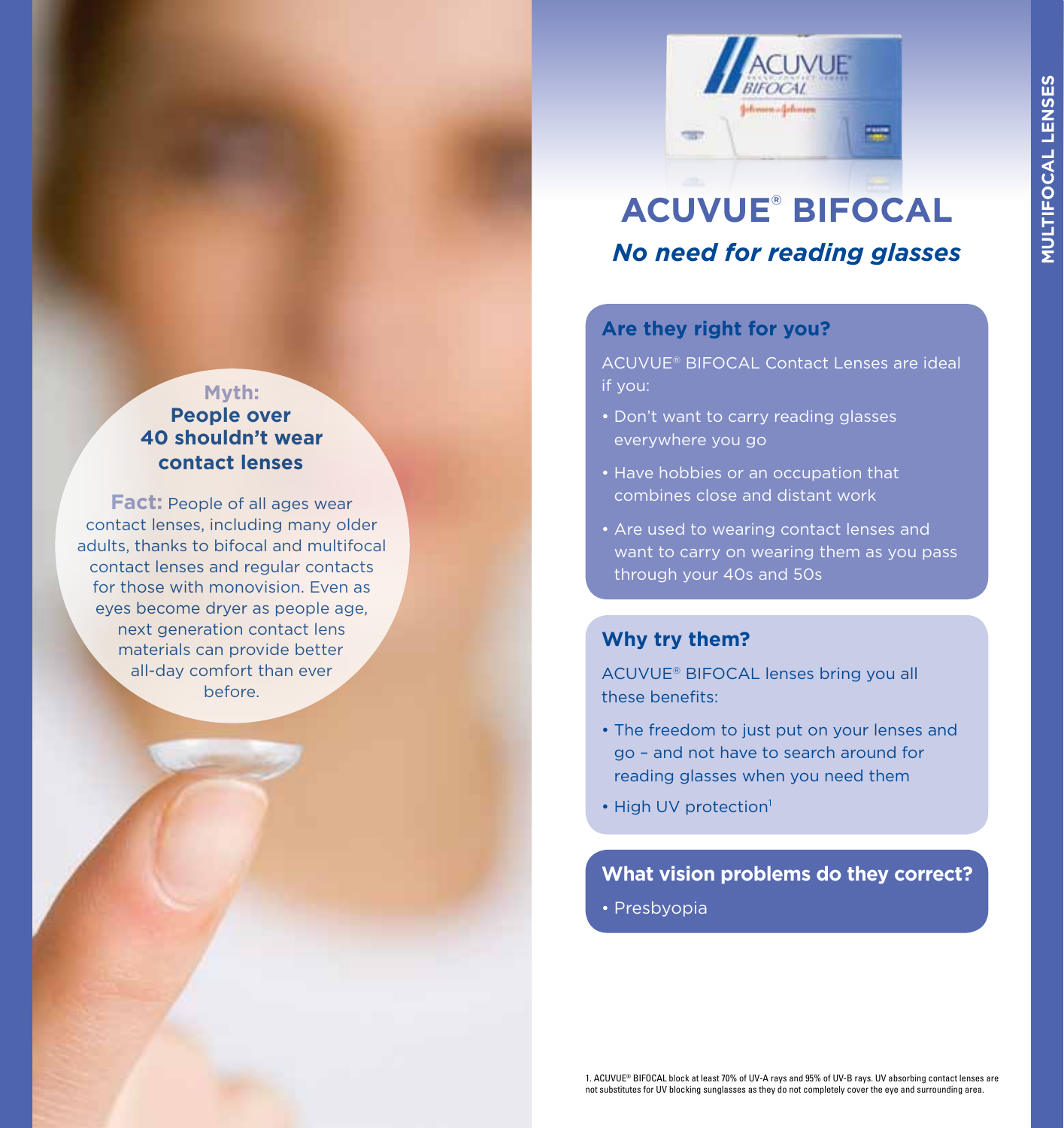# ACUVUE® BIFOCAL

***No need for reading glasses***

**Myth:**
**People over 40 shouldn't wear contact lenses**

**Fact:** People of all ages wear contact lenses, including many older adults, thanks to bifocal and multifocal contact lenses and regular contacts for those with monovision. Even as eyes become dryer as people age, next generation contact lens materials can provide better all-day comfort than ever before.

## Are they right for you?

ACUVUE® BIFOCAL Contact Lenses are ideal if you:

- Don't want to carry reading glasses everywhere you go
- Have hobbies or an occupation that combines close and distant work
- Are used to wearing contact lenses and want to carry on wearing them as you pass through your 40s and 50s

## Why try them?

ACUVUE® BIFOCAL lenses bring you all these benefits:

- The freedom to just put on your lenses and go – and not have to search around for reading glasses when you need them
- High UV protection[1]

## What vision problems do they correct?

- Presbyopia

1. ACUVUE® BIFOCAL block at least 70% of UV-A rays and 95% of UV-B rays. UV absorbing contact lenses are not substitutes for UV blocking sunglasses as they do not completely cover the eye and surrounding area.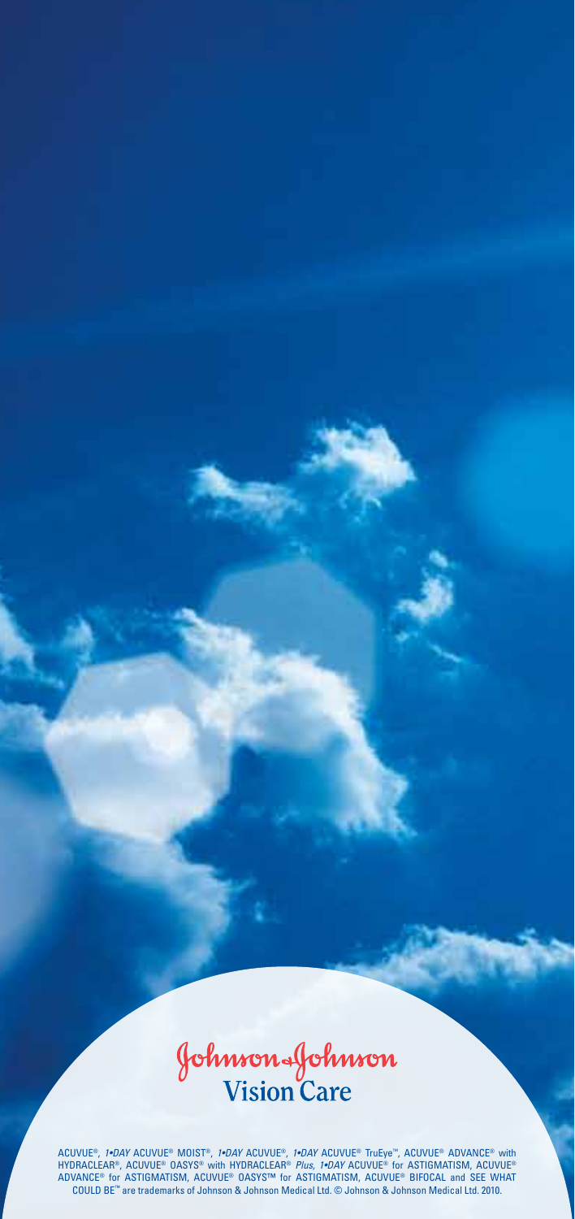Johnson & Johnson
Vision Care

ACUVUE®, *1•DAY* ACUVUE® MOIST®, *1•DAY* ACUVUE®, *1•DAY* ACUVUE® TruEye™, ACUVUE® ADVANCE® with HYDRACLEAR®, ACUVUE® OASYS® with HYDRACLEAR® *Plus*, *1•DAY* ACUVUE® for ASTIGMATISM, ACUVUE® ADVANCE® for ASTIGMATISM, ACUVUE® OASYS™ for ASTIGMATISM, ACUVUE® BIFOCAL and SEE WHAT COULD BE™ are trademarks of Johnson & Johnson Medical Ltd. © Johnson & Johnson Medical Ltd. 2010.